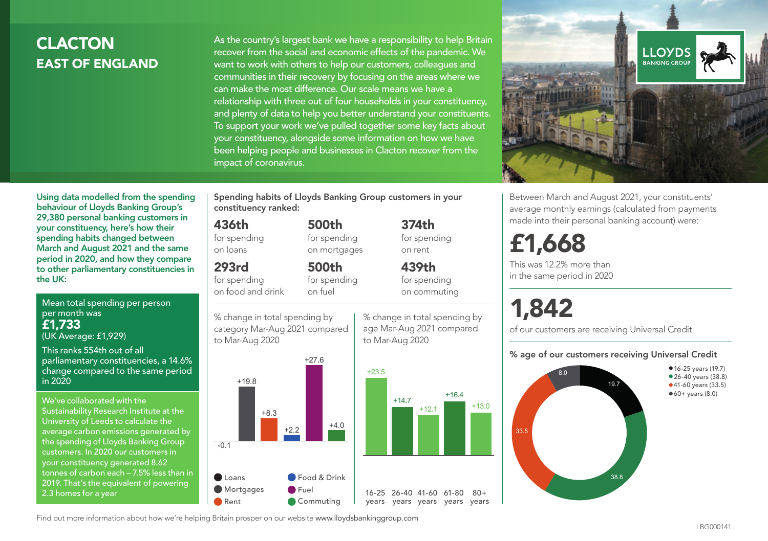# CLACTON
## EAST OF ENGLAND

As the country's largest bank we have a responsibility to help Britain recover from the social and economic effects of the pandemic. We want to work with others to help our customers, colleagues and communities in their recovery by focusing on the areas where we can make the most difference. Our scale means we have a relationship with three out of four households in your constituency, and plenty of data to help you better understand your constituents. To support your work we've pulled together some key facts about your constituency, alongside some information on how we have been helping people and businesses in Clacton recover from the impact of coronavirus.

**Using data modelled from the spending behaviour of Lloyds Banking Group's 29,380 personal banking customers in your constituency, here's how their spending habits changed between March and August 2021 and the same period in 2020, and how they compare to other parliamentary constituencies in the UK:**

Mean total spending per person per month was
**£1,733**
(UK Average: £1,929)

This ranks 554th out of all parliamentary constituencies, a 14.6% change compared to the same period in 2020

We've collaborated with the Sustainability Research Institute at the University of Leeds to calculate the average carbon emissions generated by the spending of Lloyds Banking Group customers. In 2020 our customers in your constituency generated 8.62 tonnes of carbon each – 7.5% less than in 2019. That's the equivalent of powering 2.3 homes for a year

**Spending habits of Lloyds Banking Group customers in your constituency ranked:**

- **436th** for spending on loans
- **500th** for spending on mortgages
- **374th** for spending on rent
- **293rd** for spending on food and drink
- **500th** for spending on fuel
- **439th** for spending on commuting

% change in total spending by category Mar-Aug 2021 compared to Mar-Aug 2020

| Category | % change |
|---|---|
| Loans | -0.1 |
| Mortgages | +19.8 |
| Rent | +8.3 |
| Food & Drink | +2.2 |
| Fuel | +27.6 |
| Commuting | +4.0 |

% change in total spending by age Mar-Aug 2021 compared to Mar-Aug 2020

| Age | % change |
|---|---|
| 16-25 years | +23.5 |
| 26-40 years | +14.7 |
| 41-60 years | +12.1 |
| 61-80 years | +16.4 |
| 80+ years | +13.0 |

Between March and August 2021, your constituents' average monthly earnings (calculated from payments made into their personal banking account) were:

**£1,668**

This was 12.2% more than in the same period in 2020

**1,842**

of our customers are receiving Universal Credit

**% age of our customers receiving Universal Credit**

- 16-25 years (19.7)
- 26-40 years (38.8)
- 41-60 years (33.5)
- 60+ years (8.0)

Find out more information about how we're helping Britain prosper on our website www.lloydsbankinggroup.com

LBG000141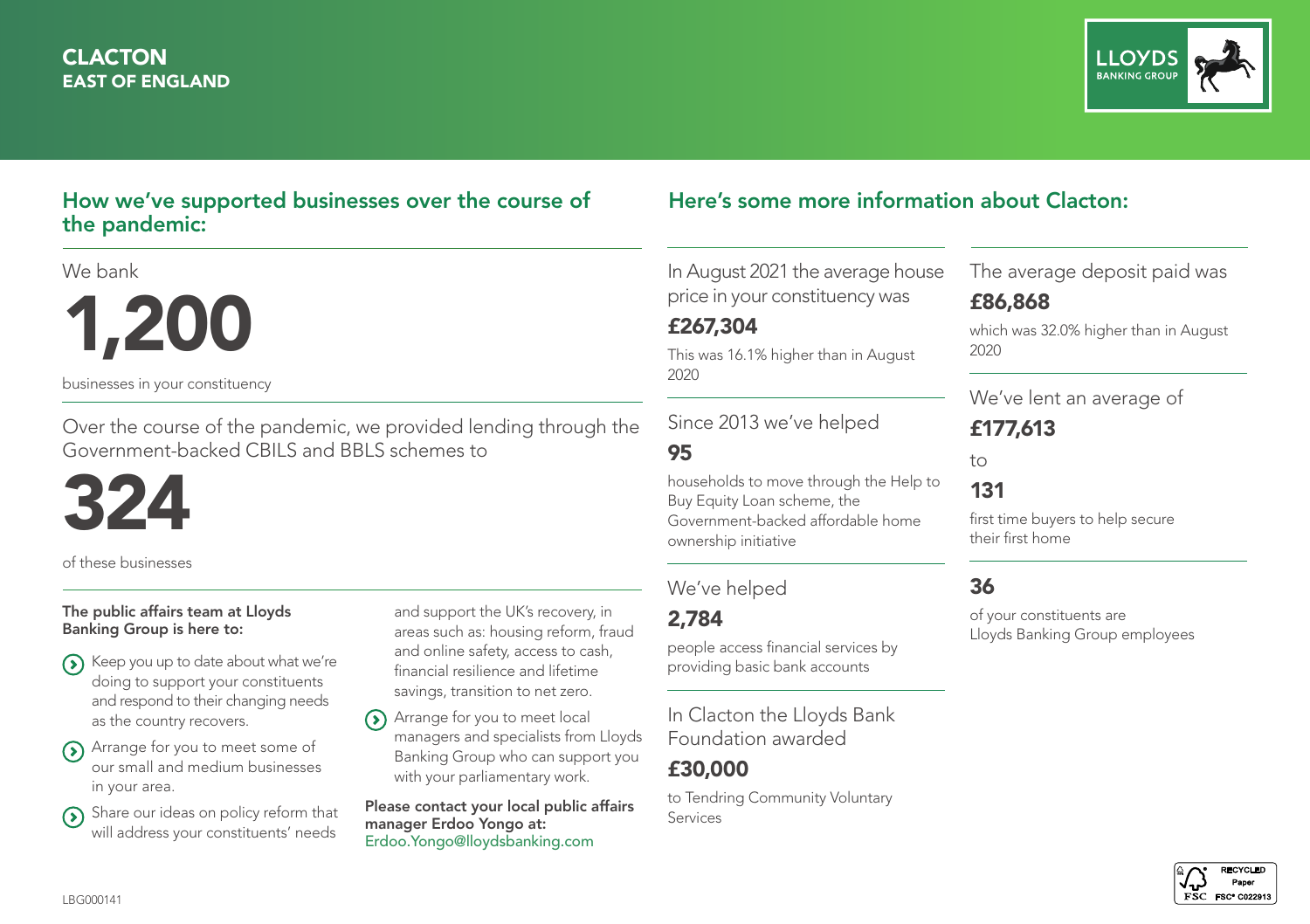**CLACTON**
**EAST OF ENGLAND**

LLOYDS BANKING GROUP

## How we've supported businesses over the course of the pandemic:

We bank

# 1,200

businesses in your constituency

Over the course of the pandemic, we provided lending through the Government-backed CBILS and BBLS schemes to

# 324

of these businesses

**The public affairs team at Lloyds Banking Group is here to:**

- Keep you up to date about what we're doing to support your constituents and respond to their changing needs as the country recovers.
- Arrange for you to meet some of our small and medium businesses in your area.
- Share our ideas on policy reform that will address your constituents' needs and support the UK's recovery, in areas such as: housing reform, fraud and online safety, access to cash, financial resilience and lifetime savings, transition to net zero.
- Arrange for you to meet local managers and specialists from Lloyds Banking Group who can support you with your parliamentary work.

**Please contact your local public affairs manager Erdoo Yongo at:**
Erdoo.Yongo@lloydsbanking.com

## Here's some more information about Clacton:

In August 2021 the average house price in your constituency was

**£267,304**

This was 16.1% higher than in August 2020

Since 2013 we've helped

**95**

households to move through the Help to Buy Equity Loan scheme, the Government-backed affordable home ownership initiative

We've helped

**2,784**

people access financial services by providing basic bank accounts

In Clacton the Lloyds Bank Foundation awarded

**£30,000**

to Tendring Community Voluntary Services

The average deposit paid was

**£86,868**

which was 32.0% higher than in August 2020

We've lent an average of

**£177,613**

to

**131**

first time buyers to help secure their first home

**36**

of your constituents are Lloyds Banking Group employees

LBG000141

RECYCLED Paper FSC® C022913